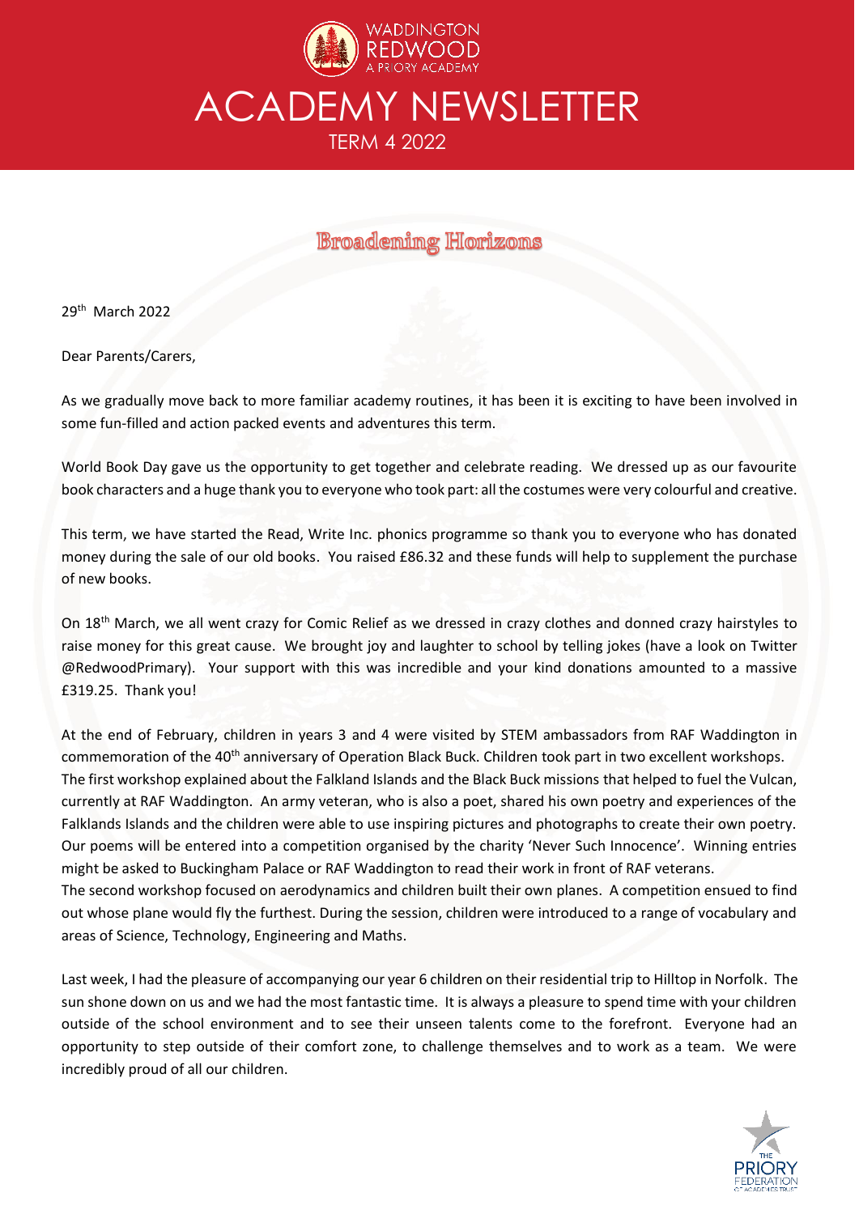WADDINGTON REDWOOD
A PRIORY ACADEMY

# ACADEMY NEWSLETTER

TERM 4 2022

## Broadening Horizons

29th March 2022

Dear Parents/Carers,

As we gradually move back to more familiar academy routines, it has been it is exciting to have been involved in some fun-filled and action packed events and adventures this term.

World Book Day gave us the opportunity to get together and celebrate reading. We dressed up as our favourite book characters and a huge thank you to everyone who took part: all the costumes were very colourful and creative.

This term, we have started the Read, Write Inc. phonics programme so thank you to everyone who has donated money during the sale of our old books. You raised £86.32 and these funds will help to supplement the purchase of new books.

On 18th March, we all went crazy for Comic Relief as we dressed in crazy clothes and donned crazy hairstyles to raise money for this great cause. We brought joy and laughter to school by telling jokes (have a look on Twitter @RedwoodPrimary). Your support with this was incredible and your kind donations amounted to a massive £319.25. Thank you!

At the end of February, children in years 3 and 4 were visited by STEM ambassadors from RAF Waddington in commemoration of the 40th anniversary of Operation Black Buck. Children took part in two excellent workshops.
The first workshop explained about the Falkland Islands and the Black Buck missions that helped to fuel the Vulcan, currently at RAF Waddington. An army veteran, who is also a poet, shared his own poetry and experiences of the Falklands Islands and the children were able to use inspiring pictures and photographs to create their own poetry. Our poems will be entered into a competition organised by the charity 'Never Such Innocence'. Winning entries might be asked to Buckingham Palace or RAF Waddington to read their work in front of RAF veterans.
The second workshop focused on aerodynamics and children built their own planes. A competition ensued to find out whose plane would fly the furthest. During the session, children were introduced to a range of vocabulary and areas of Science, Technology, Engineering and Maths.

Last week, I had the pleasure of accompanying our year 6 children on their residential trip to Hilltop in Norfolk. The sun shone down on us and we had the most fantastic time. It is always a pleasure to spend time with your children outside of the school environment and to see their unseen talents come to the forefront. Everyone had an opportunity to step outside of their comfort zone, to challenge themselves and to work as a team. We were incredibly proud of all our children.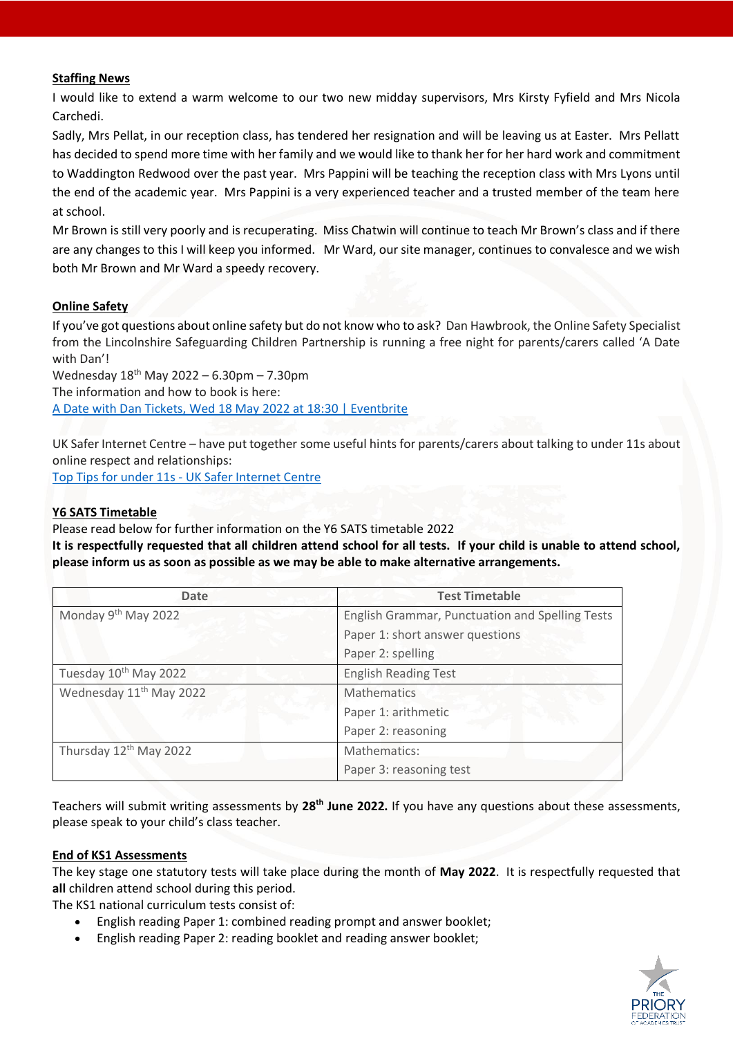**Staffing News**

I would like to extend a warm welcome to our two new midday supervisors, Mrs Kirsty Fyfield and Mrs Nicola Carchedi.

Sadly, Mrs Pellat, in our reception class, has tendered her resignation and will be leaving us at Easter. Mrs Pellatt has decided to spend more time with her family and we would like to thank her for her hard work and commitment to Waddington Redwood over the past year. Mrs Pappini will be teaching the reception class with Mrs Lyons until the end of the academic year. Mrs Pappini is a very experienced teacher and a trusted member of the team here at school.

Mr Brown is still very poorly and is recuperating. Miss Chatwin will continue to teach Mr Brown's class and if there are any changes to this I will keep you informed. Mr Ward, our site manager, continues to convalesce and we wish both Mr Brown and Mr Ward a speedy recovery.

**Online Safety**

If you've got questions about online safety but do not know who to ask? Dan Hawbrook, the Online Safety Specialist from the Lincolnshire Safeguarding Children Partnership is running a free night for parents/carers called 'A Date with Dan'!

Wednesday 18th May 2022 – 6.30pm – 7.30pm

The information and how to book is here:

A Date with Dan Tickets, Wed 18 May 2022 at 18:30 | Eventbrite

UK Safer Internet Centre – have put together some useful hints for parents/carers about talking to under 11s about online respect and relationships:

Top Tips for under 11s - UK Safer Internet Centre

**Y6 SATS Timetable**

Please read below for further information on the Y6 SATS timetable 2022

**It is respectfully requested that all children attend school for all tests. If your child is unable to attend school, please inform us as soon as possible as we may be able to make alternative arrangements.**

| Date | Test Timetable |
| --- | --- |
| Monday 9th May 2022 | English Grammar, Punctuation and Spelling Tests<br>Paper 1: short answer questions<br>Paper 2: spelling |
| Tuesday 10th May 2022 | English Reading Test |
| Wednesday 11th May 2022 | Mathematics<br>Paper 1: arithmetic<br>Paper 2: reasoning |
| Thursday 12th May 2022 | Mathematics:<br>Paper 3: reasoning test |

Teachers will submit writing assessments by **28th June 2022.** If you have any questions about these assessments, please speak to your child's class teacher.

**End of KS1 Assessments**

The key stage one statutory tests will take place during the month of **May 2022**. It is respectfully requested that **all** children attend school during this period.

The KS1 national curriculum tests consist of:

- English reading Paper 1: combined reading prompt and answer booklet;
- English reading Paper 2: reading booklet and reading answer booklet;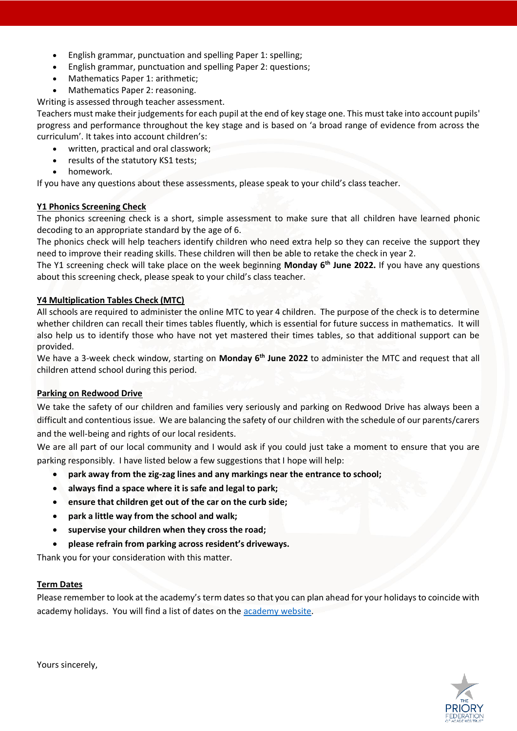- English grammar, punctuation and spelling Paper 1: spelling;
- English grammar, punctuation and spelling Paper 2: questions;
- Mathematics Paper 1: arithmetic;
- Mathematics Paper 2: reasoning.

Writing is assessed through teacher assessment.

Teachers must make their judgements for each pupil at the end of key stage one. This must take into account pupils' progress and performance throughout the key stage and is based on 'a broad range of evidence from across the curriculum'. It takes into account children's:

- written, practical and oral classwork;
- results of the statutory KS1 tests;
- homework.

If you have any questions about these assessments, please speak to your child's class teacher.

**Y1 Phonics Screening Check**

The phonics screening check is a short, simple assessment to make sure that all children have learned phonic decoding to an appropriate standard by the age of 6.

The phonics check will help teachers identify children who need extra help so they can receive the support they need to improve their reading skills. These children will then be able to retake the check in year 2.

The Y1 screening check will take place on the week beginning **Monday 6th June 2022.** If you have any questions about this screening check, please speak to your child's class teacher.

**Y4 Multiplication Tables Check (MTC)**

All schools are required to administer the online MTC to year 4 children. The purpose of the check is to determine whether children can recall their times tables fluently, which is essential for future success in mathematics. It will also help us to identify those who have not yet mastered their times tables, so that additional support can be provided.

We have a 3-week check window, starting on **Monday 6th June 2022** to administer the MTC and request that all children attend school during this period.

**Parking on Redwood Drive**

We take the safety of our children and families very seriously and parking on Redwood Drive has always been a difficult and contentious issue. We are balancing the safety of our children with the schedule of our parents/carers and the well-being and rights of our local residents.

We are all part of our local community and I would ask if you could just take a moment to ensure that you are parking responsibly. I have listed below a few suggestions that I hope will help:

- **park away from the zig-zag lines and any markings near the entrance to school;**
- **always find a space where it is safe and legal to park;**
- **ensure that children get out of the car on the curb side;**
- **park a little way from the school and walk;**
- **supervise your children when they cross the road;**
- **please refrain from parking across resident's driveways.**

Thank you for your consideration with this matter.

**Term Dates**

Please remember to look at the academy's term dates so that you can plan ahead for your holidays to coincide with academy holidays. You will find a list of dates on the [academy website](academy website).

Yours sincerely,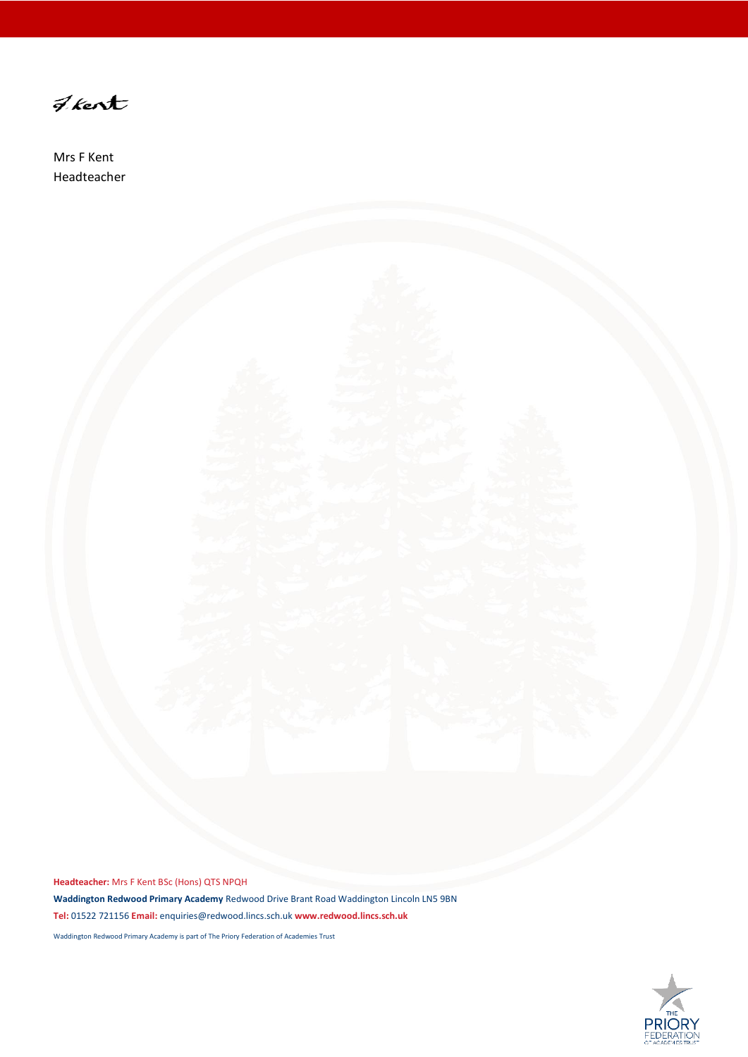F Kent

Mrs F Kent
Headteacher